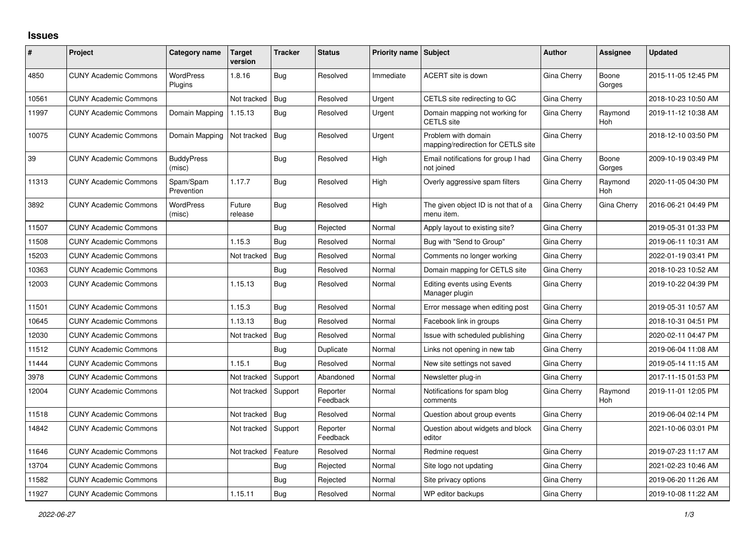## Issues

| # | Project | Category name | Target version | Tracker | Status | Priority name | Subject | Author | Assignee | Updated |
|---|---|---|---|---|---|---|---|---|---|---|
| 4850 | CUNY Academic Commons | WordPress Plugins | 1.8.16 | Bug | Resolved | Immediate | ACERT site is down | Gina Cherry | Boone Gorges | 2015-11-05 12:45 PM |
| 10561 | CUNY Academic Commons | | Not tracked | Bug | Resolved | Urgent | CETLS site redirecting to GC | Gina Cherry | | 2018-10-23 10:50 AM |
| 11997 | CUNY Academic Commons | Domain Mapping | 1.15.13 | Bug | Resolved | Urgent | Domain mapping not working for CETLS site | Gina Cherry | Raymond Hoh | 2019-11-12 10:38 AM |
| 10075 | CUNY Academic Commons | Domain Mapping | Not tracked | Bug | Resolved | Urgent | Problem with domain mapping/redirection for CETLS site | Gina Cherry | | 2018-12-10 03:50 PM |
| 39 | CUNY Academic Commons | BuddyPress (misc) | | Bug | Resolved | High | Email notifications for group I had not joined | Gina Cherry | Boone Gorges | 2009-10-19 03:49 PM |
| 11313 | CUNY Academic Commons | Spam/Spam Prevention | 1.17.7 | Bug | Resolved | High | Overly aggressive spam filters | Gina Cherry | Raymond Hoh | 2020-11-05 04:30 PM |
| 3892 | CUNY Academic Commons | WordPress (misc) | Future release | Bug | Resolved | High | The given object ID is not that of a menu item. | Gina Cherry | Gina Cherry | 2016-06-21 04:49 PM |
| 11507 | CUNY Academic Commons | | | Bug | Rejected | Normal | Apply layout to existing site? | Gina Cherry | | 2019-05-31 01:33 PM |
| 11508 | CUNY Academic Commons | | 1.15.3 | Bug | Resolved | Normal | Bug with "Send to Group" | Gina Cherry | | 2019-06-11 10:31 AM |
| 15203 | CUNY Academic Commons | | Not tracked | Bug | Resolved | Normal | Comments no longer working | Gina Cherry | | 2022-01-19 03:41 PM |
| 10363 | CUNY Academic Commons | | | Bug | Resolved | Normal | Domain mapping for CETLS site | Gina Cherry | | 2018-10-23 10:52 AM |
| 12003 | CUNY Academic Commons | | 1.15.13 | Bug | Resolved | Normal | Editing events using Events Manager plugin | Gina Cherry | | 2019-10-22 04:39 PM |
| 11501 | CUNY Academic Commons | | 1.15.3 | Bug | Resolved | Normal | Error message when editing post | Gina Cherry | | 2019-05-31 10:57 AM |
| 10645 | CUNY Academic Commons | | 1.13.13 | Bug | Resolved | Normal | Facebook link in groups | Gina Cherry | | 2018-10-31 04:51 PM |
| 12030 | CUNY Academic Commons | | Not tracked | Bug | Resolved | Normal | Issue with scheduled publishing | Gina Cherry | | 2020-02-11 04:47 PM |
| 11512 | CUNY Academic Commons | | | Bug | Duplicate | Normal | Links not opening in new tab | Gina Cherry | | 2019-06-04 11:08 AM |
| 11444 | CUNY Academic Commons | | 1.15.1 | Bug | Resolved | Normal | New site settings not saved | Gina Cherry | | 2019-05-14 11:15 AM |
| 3978 | CUNY Academic Commons | | Not tracked | Support | Abandoned | Normal | Newsletter plug-in | Gina Cherry | | 2017-11-15 01:53 PM |
| 12004 | CUNY Academic Commons | | Not tracked | Support | Reporter Feedback | Normal | Notifications for spam blog comments | Gina Cherry | Raymond Hoh | 2019-11-01 12:05 PM |
| 11518 | CUNY Academic Commons | | Not tracked | Bug | Resolved | Normal | Question about group events | Gina Cherry | | 2019-06-04 02:14 PM |
| 14842 | CUNY Academic Commons | | Not tracked | Support | Reporter Feedback | Normal | Question about widgets and block editor | Gina Cherry | | 2021-10-06 03:01 PM |
| 11646 | CUNY Academic Commons | | Not tracked | Feature | Resolved | Normal | Redmine request | Gina Cherry | | 2019-07-23 11:17 AM |
| 13704 | CUNY Academic Commons | | | Bug | Rejected | Normal | Site logo not updating | Gina Cherry | | 2021-02-23 10:46 AM |
| 11582 | CUNY Academic Commons | | | Bug | Rejected | Normal | Site privacy options | Gina Cherry | | 2019-06-20 11:26 AM |
| 11927 | CUNY Academic Commons | | 1.15.11 | Bug | Resolved | Normal | WP editor backups | Gina Cherry | | 2019-10-08 11:22 AM |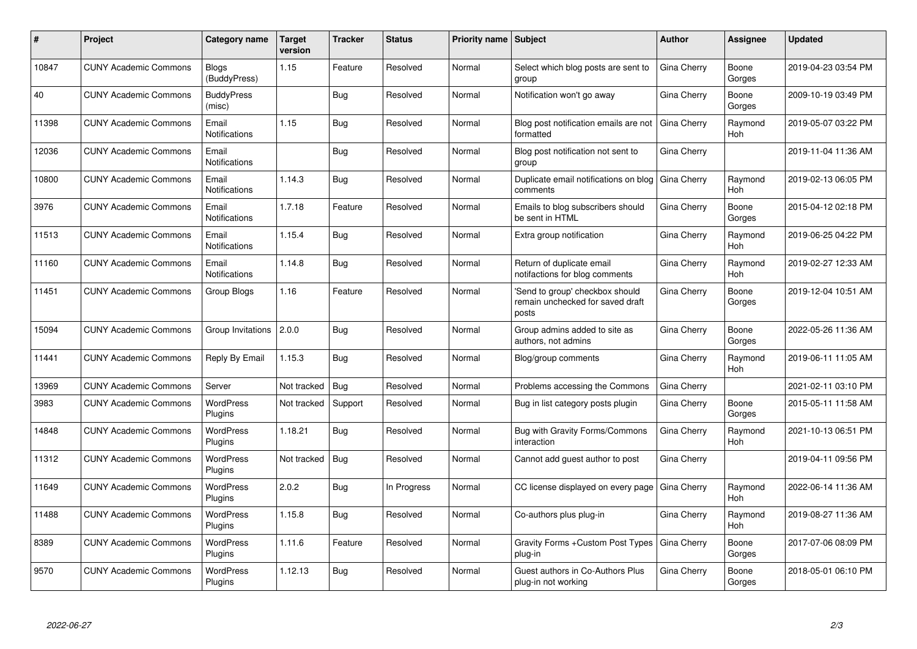| # | Project | Category name | Target version | Tracker | Status | Priority name | Subject | Author | Assignee | Updated |
|---|---|---|---|---|---|---|---|---|---|---|
| 10847 | CUNY Academic Commons | Blogs (BuddyPress) | 1.15 | Feature | Resolved | Normal | Select which blog posts are sent to group | Gina Cherry | Boone Gorges | 2019-04-23 03:54 PM |
| 40 | CUNY Academic Commons | BuddyPress (misc) | | Bug | Resolved | Normal | Notification won't go away | Gina Cherry | Boone Gorges | 2009-10-19 03:49 PM |
| 11398 | CUNY Academic Commons | Email Notifications | 1.15 | Bug | Resolved | Normal | Blog post notification emails are not formatted | Gina Cherry | Raymond Hoh | 2019-05-07 03:22 PM |
| 12036 | CUNY Academic Commons | Email Notifications | | Bug | Resolved | Normal | Blog post notification not sent to group | Gina Cherry | | 2019-11-04 11:36 AM |
| 10800 | CUNY Academic Commons | Email Notifications | 1.14.3 | Bug | Resolved | Normal | Duplicate email notifications on blog comments | Gina Cherry | Raymond Hoh | 2019-02-13 06:05 PM |
| 3976 | CUNY Academic Commons | Email Notifications | 1.7.18 | Feature | Resolved | Normal | Emails to blog subscribers should be sent in HTML | Gina Cherry | Boone Gorges | 2015-04-12 02:18 PM |
| 11513 | CUNY Academic Commons | Email Notifications | 1.15.4 | Bug | Resolved | Normal | Extra group notification | Gina Cherry | Raymond Hoh | 2019-06-25 04:22 PM |
| 11160 | CUNY Academic Commons | Email Notifications | 1.14.8 | Bug | Resolved | Normal | Return of duplicate email notifactions for blog comments | Gina Cherry | Raymond Hoh | 2019-02-27 12:33 AM |
| 11451 | CUNY Academic Commons | Group Blogs | 1.16 | Feature | Resolved | Normal | 'Send to group' checkbox should remain unchecked for saved draft posts | Gina Cherry | Boone Gorges | 2019-12-04 10:51 AM |
| 15094 | CUNY Academic Commons | Group Invitations | 2.0.0 | Bug | Resolved | Normal | Group admins added to site as authors, not admins | Gina Cherry | Boone Gorges | 2022-05-26 11:36 AM |
| 11441 | CUNY Academic Commons | Reply By Email | 1.15.3 | Bug | Resolved | Normal | Blog/group comments | Gina Cherry | Raymond Hoh | 2019-06-11 11:05 AM |
| 13969 | CUNY Academic Commons | Server | Not tracked | Bug | Resolved | Normal | Problems accessing the Commons | Gina Cherry | | 2021-02-11 03:10 PM |
| 3983 | CUNY Academic Commons | WordPress Plugins | Not tracked | Support | Resolved | Normal | Bug in list category posts plugin | Gina Cherry | Boone Gorges | 2015-05-11 11:58 AM |
| 14848 | CUNY Academic Commons | WordPress Plugins | 1.18.21 | Bug | Resolved | Normal | Bug with Gravity Forms/Commons interaction | Gina Cherry | Raymond Hoh | 2021-10-13 06:51 PM |
| 11312 | CUNY Academic Commons | WordPress Plugins | Not tracked | Bug | Resolved | Normal | Cannot add guest author to post | Gina Cherry | | 2019-04-11 09:56 PM |
| 11649 | CUNY Academic Commons | WordPress Plugins | 2.0.2 | Bug | In Progress | Normal | CC license displayed on every page | Gina Cherry | Raymond Hoh | 2022-06-14 11:36 AM |
| 11488 | CUNY Academic Commons | WordPress Plugins | 1.15.8 | Bug | Resolved | Normal | Co-authors plus plug-in | Gina Cherry | Raymond Hoh | 2019-08-27 11:36 AM |
| 8389 | CUNY Academic Commons | WordPress Plugins | 1.11.6 | Feature | Resolved | Normal | Gravity Forms +Custom Post Types plug-in | Gina Cherry | Boone Gorges | 2017-07-06 08:09 PM |
| 9570 | CUNY Academic Commons | WordPress Plugins | 1.12.13 | Bug | Resolved | Normal | Guest authors in Co-Authors Plus plug-in not working | Gina Cherry | Boone Gorges | 2018-05-01 06:10 PM |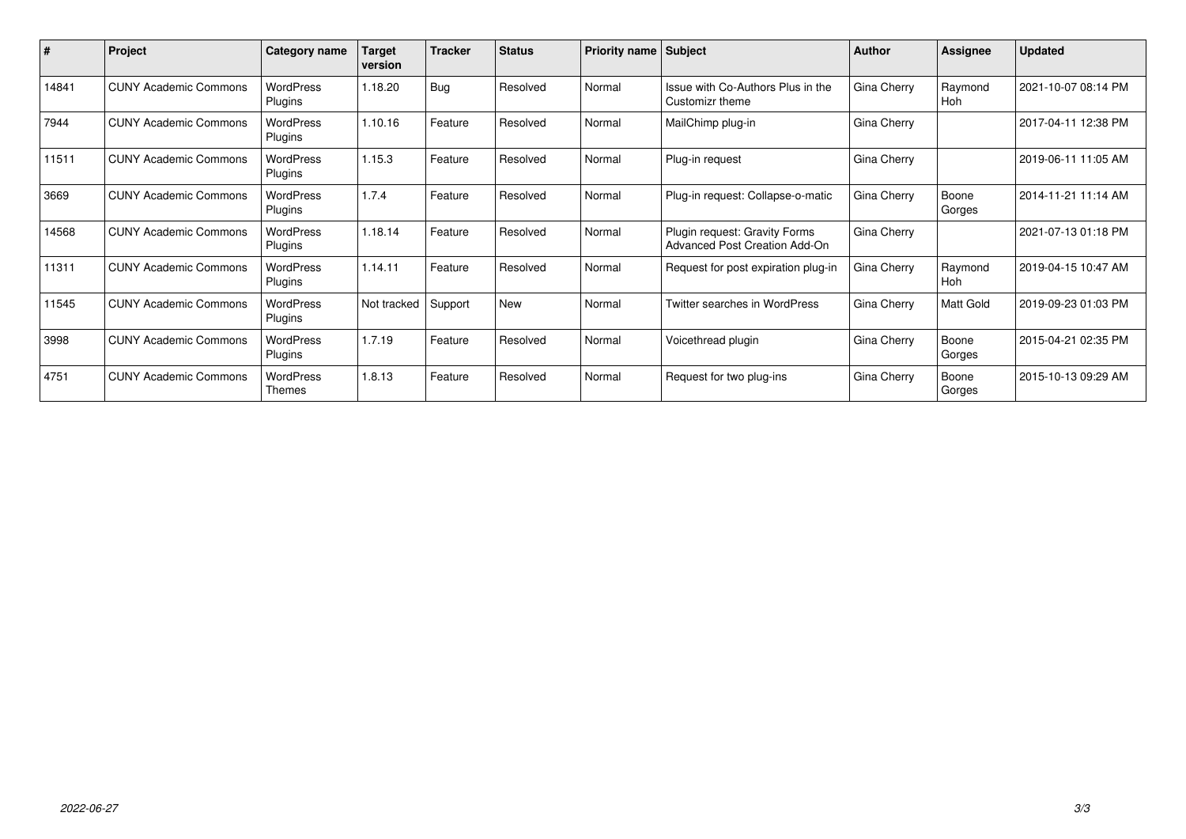| # | Project | Category name | Target version | Tracker | Status | Priority name | Subject | Author | Assignee | Updated |
|---|---|---|---|---|---|---|---|---|---|---|
| 14841 | CUNY Academic Commons | WordPress Plugins | 1.18.20 | Bug | Resolved | Normal | Issue with Co-Authors Plus in the Customizr theme | Gina Cherry | Raymond Hoh | 2021-10-07 08:14 PM |
| 7944 | CUNY Academic Commons | WordPress Plugins | 1.10.16 | Feature | Resolved | Normal | MailChimp plug-in | Gina Cherry | | 2017-04-11 12:38 PM |
| 11511 | CUNY Academic Commons | WordPress Plugins | 1.15.3 | Feature | Resolved | Normal | Plug-in request | Gina Cherry | | 2019-06-11 11:05 AM |
| 3669 | CUNY Academic Commons | WordPress Plugins | 1.7.4 | Feature | Resolved | Normal | Plug-in request: Collapse-o-matic | Gina Cherry | Boone Gorges | 2014-11-21 11:14 AM |
| 14568 | CUNY Academic Commons | WordPress Plugins | 1.18.14 | Feature | Resolved | Normal | Plugin request: Gravity Forms Advanced Post Creation Add-On | Gina Cherry | | 2021-07-13 01:18 PM |
| 11311 | CUNY Academic Commons | WordPress Plugins | 1.14.11 | Feature | Resolved | Normal | Request for post expiration plug-in | Gina Cherry | Raymond Hoh | 2019-04-15 10:47 AM |
| 11545 | CUNY Academic Commons | WordPress Plugins | Not tracked | Support | New | Normal | Twitter searches in WordPress | Gina Cherry | Matt Gold | 2019-09-23 01:03 PM |
| 3998 | CUNY Academic Commons | WordPress Plugins | 1.7.19 | Feature | Resolved | Normal | Voicethread plugin | Gina Cherry | Boone Gorges | 2015-04-21 02:35 PM |
| 4751 | CUNY Academic Commons | WordPress Themes | 1.8.13 | Feature | Resolved | Normal | Request for two plug-ins | Gina Cherry | Boone Gorges | 2015-10-13 09:29 AM |